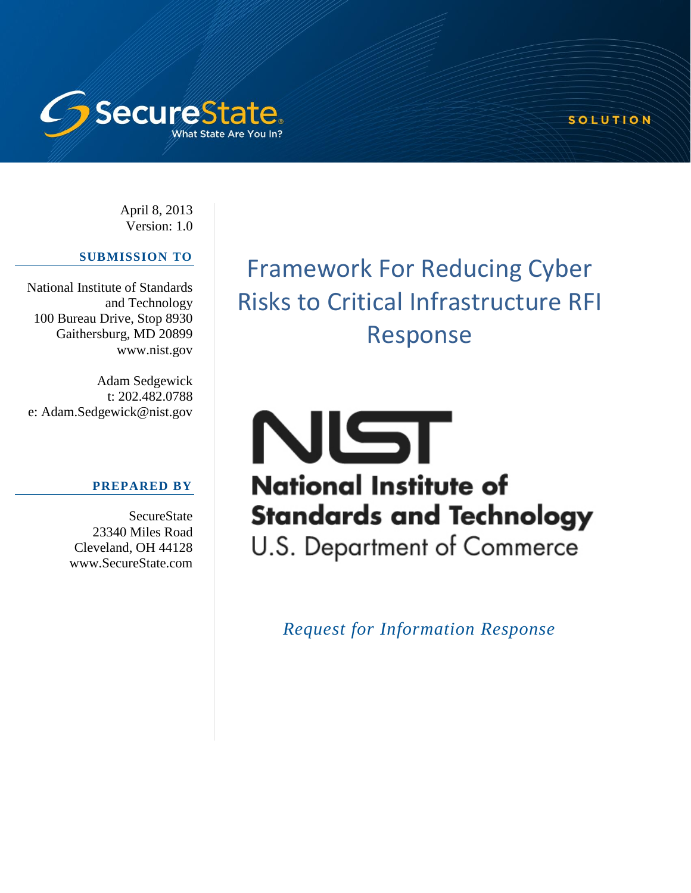SecureState

What State Are You In?

SOLUTION

April 8, 2013
Version: 1.0

**SUBMISSION TO**

National Institute of Standards and Technology
100 Bureau Drive, Stop 8930
Gaithersburg, MD 20899
www.nist.gov

Adam Sedgewick
t: 202.482.0788
e: Adam.Sedgewick@nist.gov

**PREPARED BY**

SecureState
23340 Miles Road
Cleveland, OH 44128
www.SecureState.com

# Framework For Reducing Cyber Risks to Critical Infrastructure RFI Response

NIST

**National Institute of Standards and Technology**
U.S. Department of Commerce

*Request for Information Response*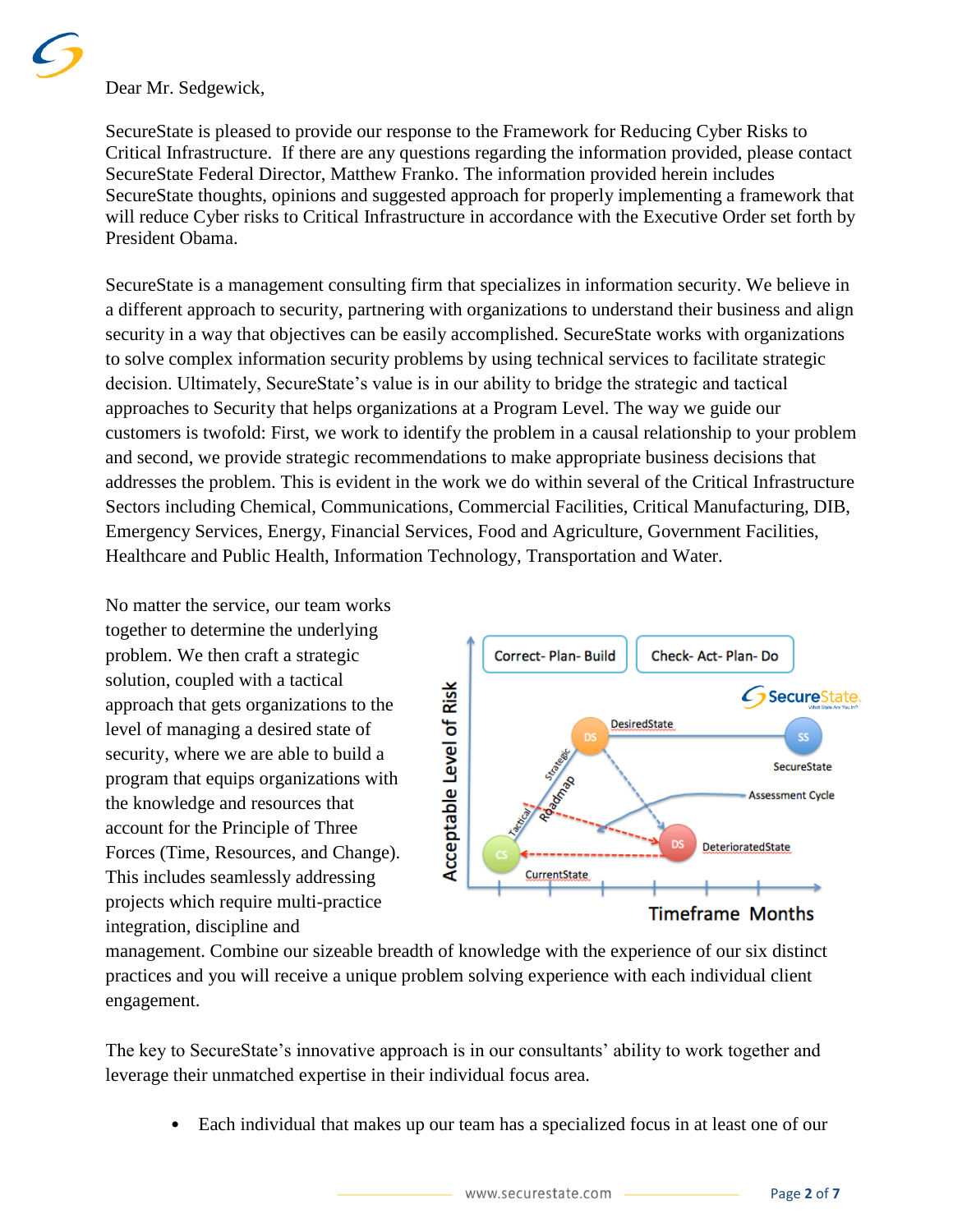Dear Mr. Sedgewick,

SecureState is pleased to provide our response to the Framework for Reducing Cyber Risks to Critical Infrastructure. If there are any questions regarding the information provided, please contact SecureState Federal Director, Matthew Franko. The information provided herein includes SecureState thoughts, opinions and suggested approach for properly implementing a framework that will reduce Cyber risks to Critical Infrastructure in accordance with the Executive Order set forth by President Obama.

SecureState is a management consulting firm that specializes in information security. We believe in a different approach to security, partnering with organizations to understand their business and align security in a way that objectives can be easily accomplished. SecureState works with organizations to solve complex information security problems by using technical services to facilitate strategic decision. Ultimately, SecureState's value is in our ability to bridge the strategic and tactical approaches to Security that helps organizations at a Program Level. The way we guide our customers is twofold: First, we work to identify the problem in a causal relationship to your problem and second, we provide strategic recommendations to make appropriate business decisions that addresses the problem. This is evident in the work we do within several of the Critical Infrastructure Sectors including Chemical, Communications, Commercial Facilities, Critical Manufacturing, DIB, Emergency Services, Energy, Financial Services, Food and Agriculture, Government Facilities, Healthcare and Public Health, Information Technology, Transportation and Water.

No matter the service, our team works together to determine the underlying problem. We then craft a strategic solution, coupled with a tactical approach that gets organizations to the level of managing a desired state of security, where we are able to build a program that equips organizations with the knowledge and resources that account for the Principle of Three Forces (Time, Resources, and Change). This includes seamlessly addressing projects which require multi-practice integration, discipline and management. Combine our sizeable breadth of knowledge with the experience of our six distinct practices and you will receive a unique problem solving experience with each individual client engagement.

The key to SecureState's innovative approach is in our consultants' ability to work together and leverage their unmatched expertise in their individual focus area.

- Each individual that makes up our team has a specialized focus in at least one of our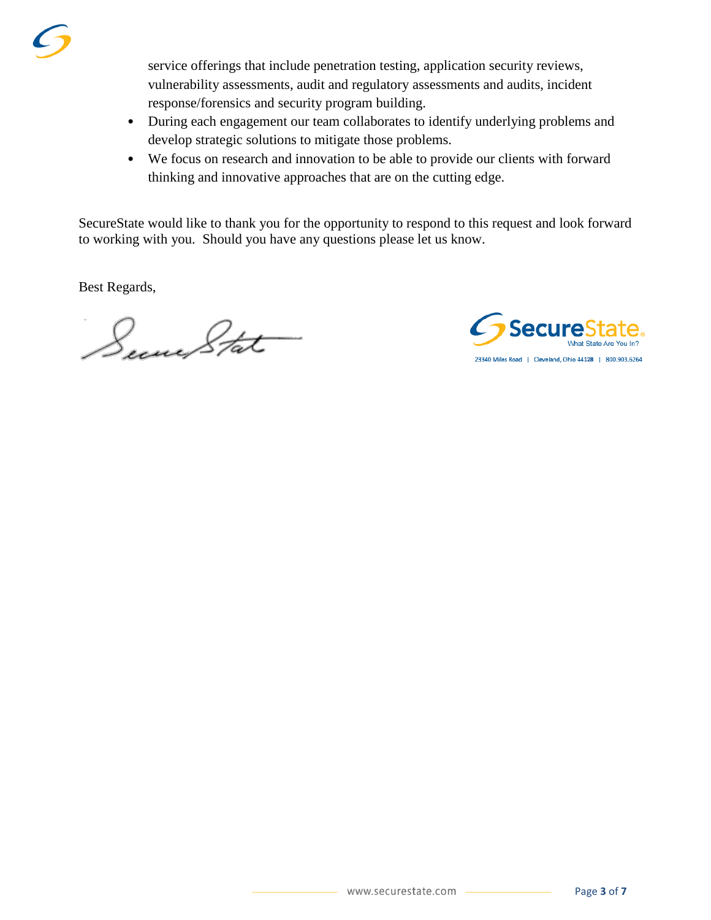service offerings that include penetration testing, application security reviews, vulnerability assessments, audit and regulatory assessments and audits, incident response/forensics and security program building.

- During each engagement our team collaborates to identify underlying problems and develop strategic solutions to mitigate those problems.
- We focus on research and innovation to be able to provide our clients with forward thinking and innovative approaches that are on the cutting edge.

SecureState would like to thank you for the opportunity to respond to this request and look forward to working with you. Should you have any questions please let us know.

Best Regards,

SecureState

SecureState
What State Are You In?

23340 Miles Road | Cleveland, Ohio 44128 | 800.903.5264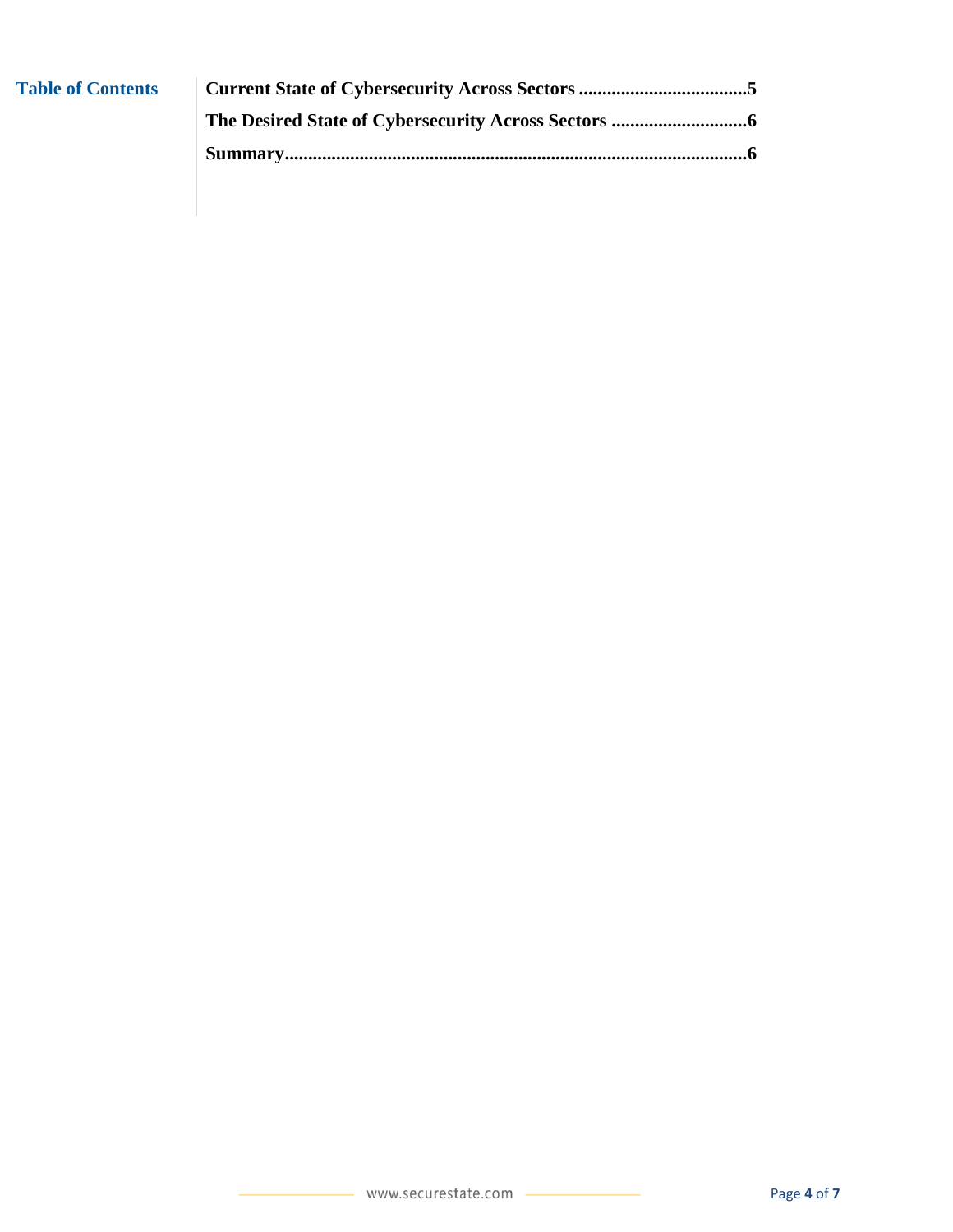## Table of Contents

**Current State of Cybersecurity Across Sectors ....................................5**

**The Desired State of Cybersecurity Across Sectors .............................6**

**Summary...................................................................................................6**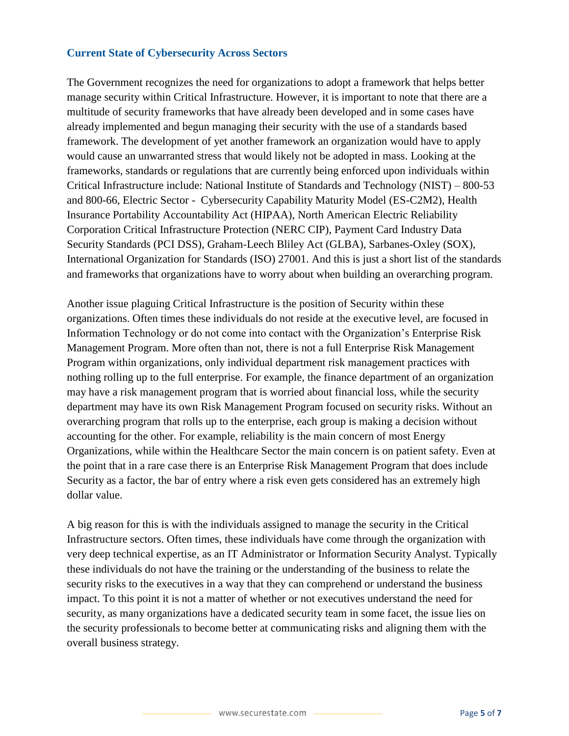## Current State of Cybersecurity Across Sectors

The Government recognizes the need for organizations to adopt a framework that helps better manage security within Critical Infrastructure. However, it is important to note that there are a multitude of security frameworks that have already been developed and in some cases have already implemented and begun managing their security with the use of a standards based framework. The development of yet another framework an organization would have to apply would cause an unwarranted stress that would likely not be adopted in mass. Looking at the frameworks, standards or regulations that are currently being enforced upon individuals within Critical Infrastructure include: National Institute of Standards and Technology (NIST) – 800-53 and 800-66, Electric Sector - Cybersecurity Capability Maturity Model (ES-C2M2), Health Insurance Portability Accountability Act (HIPAA), North American Electric Reliability Corporation Critical Infrastructure Protection (NERC CIP), Payment Card Industry Data Security Standards (PCI DSS), Graham-Leech Bliley Act (GLBA), Sarbanes-Oxley (SOX), International Organization for Standards (ISO) 27001. And this is just a short list of the standards and frameworks that organizations have to worry about when building an overarching program.

Another issue plaguing Critical Infrastructure is the position of Security within these organizations. Often times these individuals do not reside at the executive level, are focused in Information Technology or do not come into contact with the Organization's Enterprise Risk Management Program. More often than not, there is not a full Enterprise Risk Management Program within organizations, only individual department risk management practices with nothing rolling up to the full enterprise. For example, the finance department of an organization may have a risk management program that is worried about financial loss, while the security department may have its own Risk Management Program focused on security risks. Without an overarching program that rolls up to the enterprise, each group is making a decision without accounting for the other. For example, reliability is the main concern of most Energy Organizations, while within the Healthcare Sector the main concern is on patient safety. Even at the point that in a rare case there is an Enterprise Risk Management Program that does include Security as a factor, the bar of entry where a risk even gets considered has an extremely high dollar value.

A big reason for this is with the individuals assigned to manage the security in the Critical Infrastructure sectors. Often times, these individuals have come through the organization with very deep technical expertise, as an IT Administrator or Information Security Analyst. Typically these individuals do not have the training or the understanding of the business to relate the security risks to the executives in a way that they can comprehend or understand the business impact. To this point it is not a matter of whether or not executives understand the need for security, as many organizations have a dedicated security team in some facet, the issue lies on the security professionals to become better at communicating risks and aligning them with the overall business strategy.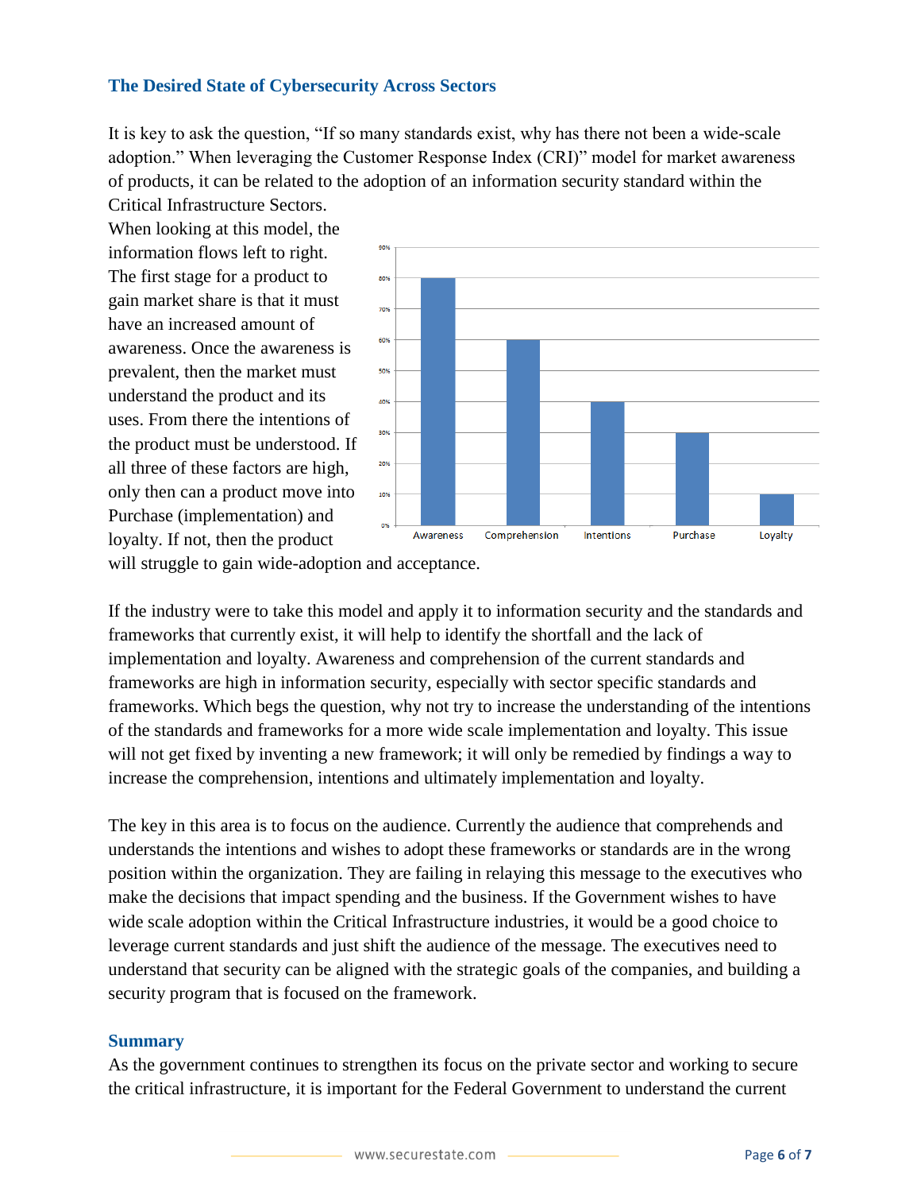## The Desired State of Cybersecurity Across Sectors

It is key to ask the question, "If so many standards exist, why has there not been a wide-scale adoption." When leveraging the Customer Response Index (CRI)" model for market awareness of products, it can be related to the adoption of an information security standard within the Critical Infrastructure Sectors.

When looking at this model, the information flows left to right. The first stage for a product to gain market share is that it must have an increased amount of awareness. Once the awareness is prevalent, then the market must understand the product and its uses. From there the intentions of the product must be understood. If all three of these factors are high, only then can a product move into Purchase (implementation) and loyalty. If not, then the product will struggle to gain wide-adoption and acceptance.

If the industry were to take this model and apply it to information security and the standards and frameworks that currently exist, it will help to identify the shortfall and the lack of implementation and loyalty. Awareness and comprehension of the current standards and frameworks are high in information security, especially with sector specific standards and frameworks. Which begs the question, why not try to increase the understanding of the intentions of the standards and frameworks for a more wide scale implementation and loyalty. This issue will not get fixed by inventing a new framework; it will only be remedied by findings a way to increase the comprehension, intentions and ultimately implementation and loyalty.

The key in this area is to focus on the audience. Currently the audience that comprehends and understands the intentions and wishes to adopt these frameworks or standards are in the wrong position within the organization. They are failing in relaying this message to the executives who make the decisions that impact spending and the business. If the Government wishes to have wide scale adoption within the Critical Infrastructure industries, it would be a good choice to leverage current standards and just shift the audience of the message. The executives need to understand that security can be aligned with the strategic goals of the companies, and building a security program that is focused on the framework.

## Summary

As the government continues to strengthen its focus on the private sector and working to secure the critical infrastructure, it is important for the Federal Government to understand the current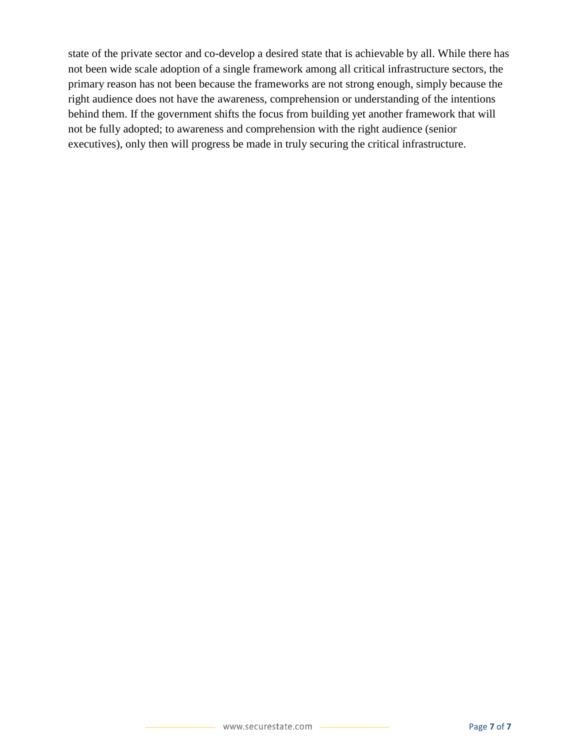state of the private sector and co-develop a desired state that is achievable by all. While there has not been wide scale adoption of a single framework among all critical infrastructure sectors, the primary reason has not been because the frameworks are not strong enough, simply because the right audience does not have the awareness, comprehension or understanding of the intentions behind them. If the government shifts the focus from building yet another framework that will not be fully adopted; to awareness and comprehension with the right audience (senior executives), only then will progress be made in truly securing the critical infrastructure.